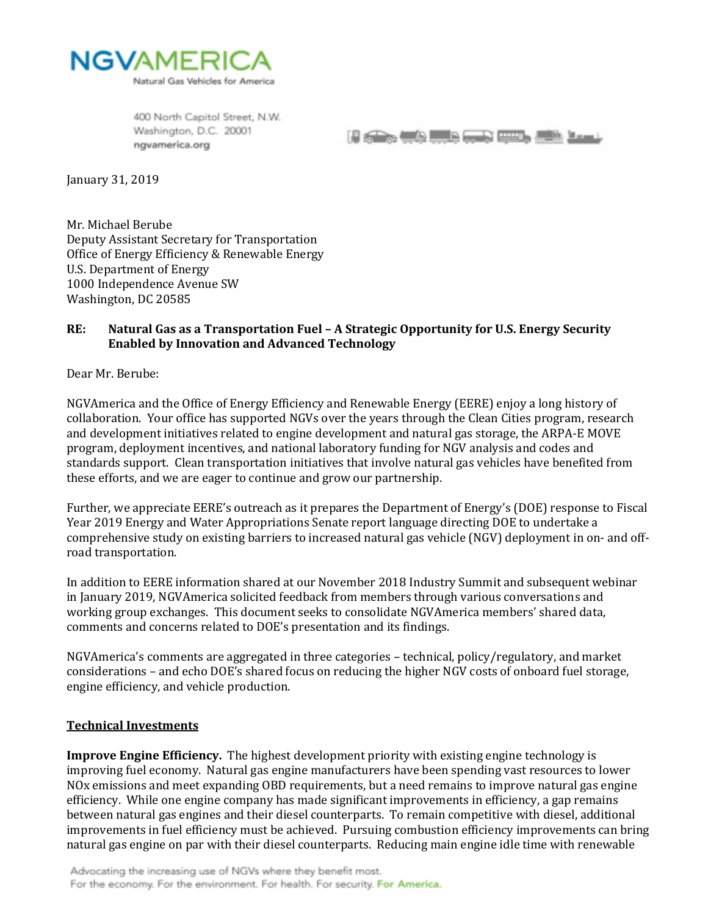# NGVAMERICA

Natural Gas Vehicles for America

400 North Capitol Street, N.W.
Washington, D.C. 20001
ngvamerica.org

January 31, 2019

Mr. Michael Berube
Deputy Assistant Secretary for Transportation
Office of Energy Efficiency & Renewable Energy
U.S. Department of Energy
1000 Independence Avenue SW
Washington, DC 20585

**RE: Natural Gas as a Transportation Fuel – A Strategic Opportunity for U.S. Energy Security Enabled by Innovation and Advanced Technology**

Dear Mr. Berube:

NGVAmerica and the Office of Energy Efficiency and Renewable Energy (EERE) enjoy a long history of collaboration. Your office has supported NGVs over the years through the Clean Cities program, research and development initiatives related to engine development and natural gas storage, the ARPA-E MOVE program, deployment incentives, and national laboratory funding for NGV analysis and codes and standards support. Clean transportation initiatives that involve natural gas vehicles have benefited from these efforts, and we are eager to continue and grow our partnership.

Further, we appreciate EERE's outreach as it prepares the Department of Energy's (DOE) response to Fiscal Year 2019 Energy and Water Appropriations Senate report language directing DOE to undertake a comprehensive study on existing barriers to increased natural gas vehicle (NGV) deployment in on- and off-road transportation.

In addition to EERE information shared at our November 2018 Industry Summit and subsequent webinar in January 2019, NGVAmerica solicited feedback from members through various conversations and working group exchanges. This document seeks to consolidate NGVAmerica members' shared data, comments and concerns related to DOE's presentation and its findings.

NGVAmerica's comments are aggregated in three categories – technical, policy/regulatory, and market considerations – and echo DOE's shared focus on reducing the higher NGV costs of onboard fuel storage, engine efficiency, and vehicle production.

## Technical Investments

**Improve Engine Efficiency.** The highest development priority with existing engine technology is improving fuel economy. Natural gas engine manufacturers have been spending vast resources to lower NOx emissions and meet expanding OBD requirements, but a need remains to improve natural gas engine efficiency. While one engine company has made significant improvements in efficiency, a gap remains between natural gas engines and their diesel counterparts. To remain competitive with diesel, additional improvements in fuel efficiency must be achieved. Pursuing combustion efficiency improvements can bring natural gas engine on par with their diesel counterparts. Reducing main engine idle time with renewable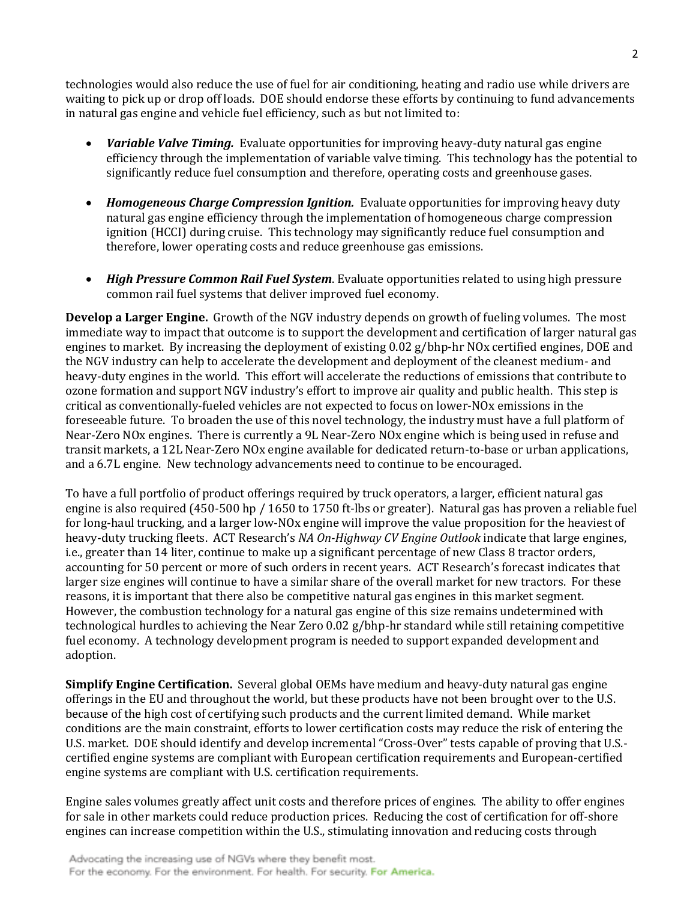technologies would also reduce the use of fuel for air conditioning, heating and radio use while drivers are waiting to pick up or drop off loads. DOE should endorse these efforts by continuing to fund advancements in natural gas engine and vehicle fuel efficiency, such as but not limited to:

- ***Variable Valve Timing.*** Evaluate opportunities for improving heavy-duty natural gas engine efficiency through the implementation of variable valve timing. This technology has the potential to significantly reduce fuel consumption and therefore, operating costs and greenhouse gases.

- ***Homogeneous Charge Compression Ignition.*** Evaluate opportunities for improving heavy duty natural gas engine efficiency through the implementation of homogeneous charge compression ignition (HCCI) during cruise. This technology may significantly reduce fuel consumption and therefore, lower operating costs and reduce greenhouse gas emissions.

- ***High Pressure Common Rail Fuel System***. Evaluate opportunities related to using high pressure common rail fuel systems that deliver improved fuel economy.

**Develop a Larger Engine.** Growth of the NGV industry depends on growth of fueling volumes. The most immediate way to impact that outcome is to support the development and certification of larger natural gas engines to market. By increasing the deployment of existing 0.02 g/bhp-hr NOx certified engines, DOE and the NGV industry can help to accelerate the development and deployment of the cleanest medium- and heavy-duty engines in the world. This effort will accelerate the reductions of emissions that contribute to ozone formation and support NGV industry's effort to improve air quality and public health. This step is critical as conventionally-fueled vehicles are not expected to focus on lower-NOx emissions in the foreseeable future. To broaden the use of this novel technology, the industry must have a full platform of Near-Zero NOx engines. There is currently a 9L Near-Zero NOx engine which is being used in refuse and transit markets, a 12L Near-Zero NOx engine available for dedicated return-to-base or urban applications, and a 6.7L engine. New technology advancements need to continue to be encouraged.

To have a full portfolio of product offerings required by truck operators, a larger, efficient natural gas engine is also required (450-500 hp / 1650 to 1750 ft-lbs or greater). Natural gas has proven a reliable fuel for long-haul trucking, and a larger low-NOx engine will improve the value proposition for the heaviest of heavy-duty trucking fleets. ACT Research's *NA On-Highway CV Engine Outlook* indicate that large engines, i.e., greater than 14 liter, continue to make up a significant percentage of new Class 8 tractor orders, accounting for 50 percent or more of such orders in recent years. ACT Research's forecast indicates that larger size engines will continue to have a similar share of the overall market for new tractors. For these reasons, it is important that there also be competitive natural gas engines in this market segment. However, the combustion technology for a natural gas engine of this size remains undetermined with technological hurdles to achieving the Near Zero 0.02 g/bhp-hr standard while still retaining competitive fuel economy. A technology development program is needed to support expanded development and adoption.

**Simplify Engine Certification.** Several global OEMs have medium and heavy-duty natural gas engine offerings in the EU and throughout the world, but these products have not been brought over to the U.S. because of the high cost of certifying such products and the current limited demand. While market conditions are the main constraint, efforts to lower certification costs may reduce the risk of entering the U.S. market. DOE should identify and develop incremental "Cross-Over" tests capable of proving that U.S.-certified engine systems are compliant with European certification requirements and European-certified engine systems are compliant with U.S. certification requirements.

Engine sales volumes greatly affect unit costs and therefore prices of engines. The ability to offer engines for sale in other markets could reduce production prices. Reducing the cost of certification for off-shore engines can increase competition within the U.S., stimulating innovation and reducing costs through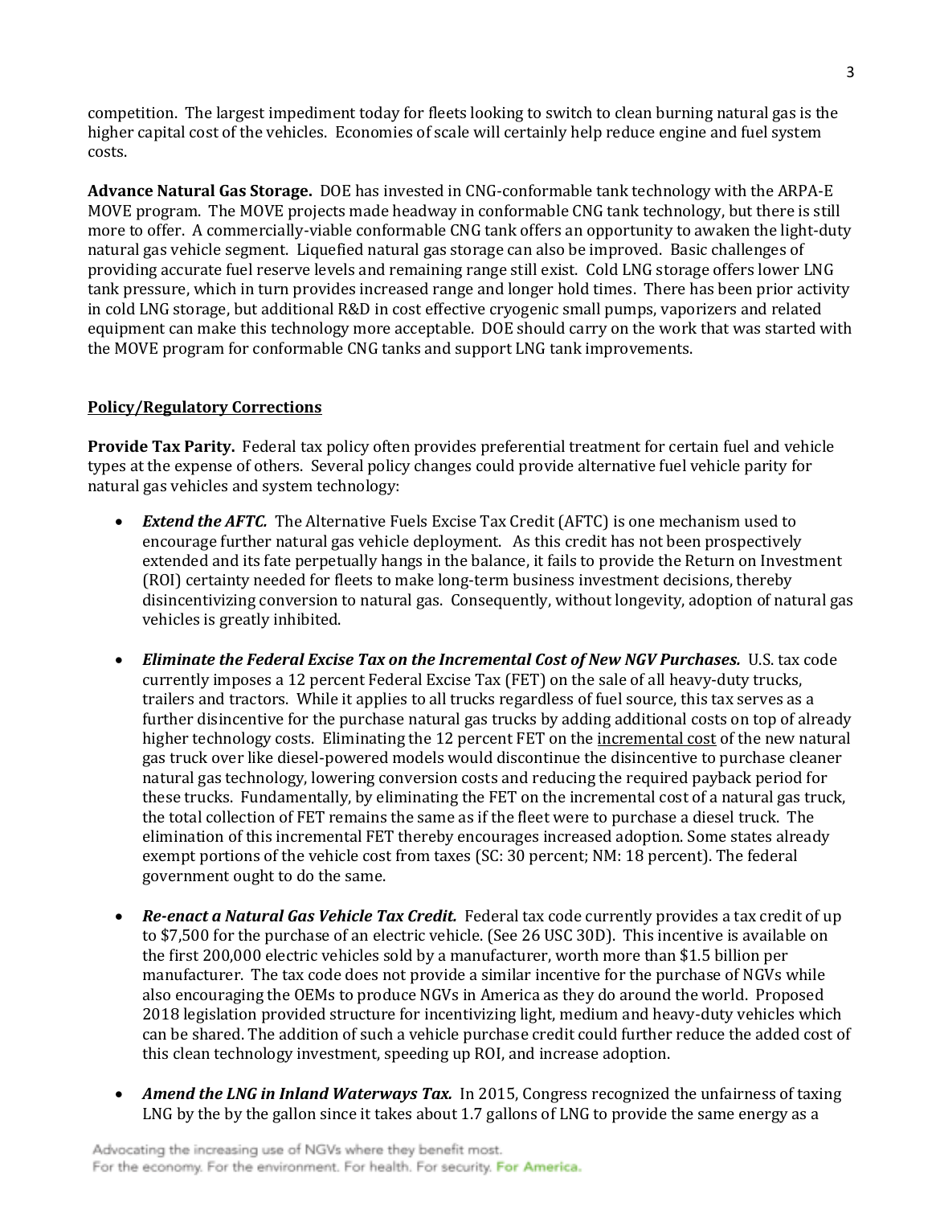competition. The largest impediment today for fleets looking to switch to clean burning natural gas is the higher capital cost of the vehicles. Economies of scale will certainly help reduce engine and fuel system costs.

**Advance Natural Gas Storage.** DOE has invested in CNG-conformable tank technology with the ARPA-E MOVE program. The MOVE projects made headway in conformable CNG tank technology, but there is still more to offer. A commercially-viable conformable CNG tank offers an opportunity to awaken the light-duty natural gas vehicle segment. Liquefied natural gas storage can also be improved. Basic challenges of providing accurate fuel reserve levels and remaining range still exist. Cold LNG storage offers lower LNG tank pressure, which in turn provides increased range and longer hold times. There has been prior activity in cold LNG storage, but additional R&D in cost effective cryogenic small pumps, vaporizers and related equipment can make this technology more acceptable. DOE should carry on the work that was started with the MOVE program for conformable CNG tanks and support LNG tank improvements.

## Policy/Regulatory Corrections

**Provide Tax Parity.** Federal tax policy often provides preferential treatment for certain fuel and vehicle types at the expense of others. Several policy changes could provide alternative fuel vehicle parity for natural gas vehicles and system technology:

- ***Extend the AFTC.*** The Alternative Fuels Excise Tax Credit (AFTC) is one mechanism used to encourage further natural gas vehicle deployment. As this credit has not been prospectively extended and its fate perpetually hangs in the balance, it fails to provide the Return on Investment (ROI) certainty needed for fleets to make long-term business investment decisions, thereby disincentivizing conversion to natural gas. Consequently, without longevity, adoption of natural gas vehicles is greatly inhibited.

- ***Eliminate the Federal Excise Tax on the Incremental Cost of New NGV Purchases.*** U.S. tax code currently imposes a 12 percent Federal Excise Tax (FET) on the sale of all heavy-duty trucks, trailers and tractors. While it applies to all trucks regardless of fuel source, this tax serves as a further disincentive for the purchase natural gas trucks by adding additional costs on top of already higher technology costs. Eliminating the 12 percent FET on the <u>incremental cost</u> of the new natural gas truck over like diesel-powered models would discontinue the disincentive to purchase cleaner natural gas technology, lowering conversion costs and reducing the required payback period for these trucks. Fundamentally, by eliminating the FET on the incremental cost of a natural gas truck, the total collection of FET remains the same as if the fleet were to purchase a diesel truck. The elimination of this incremental FET thereby encourages increased adoption. Some states already exempt portions of the vehicle cost from taxes (SC: 30 percent; NM: 18 percent). The federal government ought to do the same.

- ***Re-enact a Natural Gas Vehicle Tax Credit.*** Federal tax code currently provides a tax credit of up to $7,500 for the purchase of an electric vehicle. (See 26 USC 30D). This incentive is available on the first 200,000 electric vehicles sold by a manufacturer, worth more than $1.5 billion per manufacturer. The tax code does not provide a similar incentive for the purchase of NGVs while also encouraging the OEMs to produce NGVs in America as they do around the world. Proposed 2018 legislation provided structure for incentivizing light, medium and heavy-duty vehicles which can be shared. The addition of such a vehicle purchase credit could further reduce the added cost of this clean technology investment, speeding up ROI, and increase adoption.

- ***Amend the LNG in Inland Waterways Tax.*** In 2015, Congress recognized the unfairness of taxing LNG by the by the gallon since it takes about 1.7 gallons of LNG to provide the same energy as a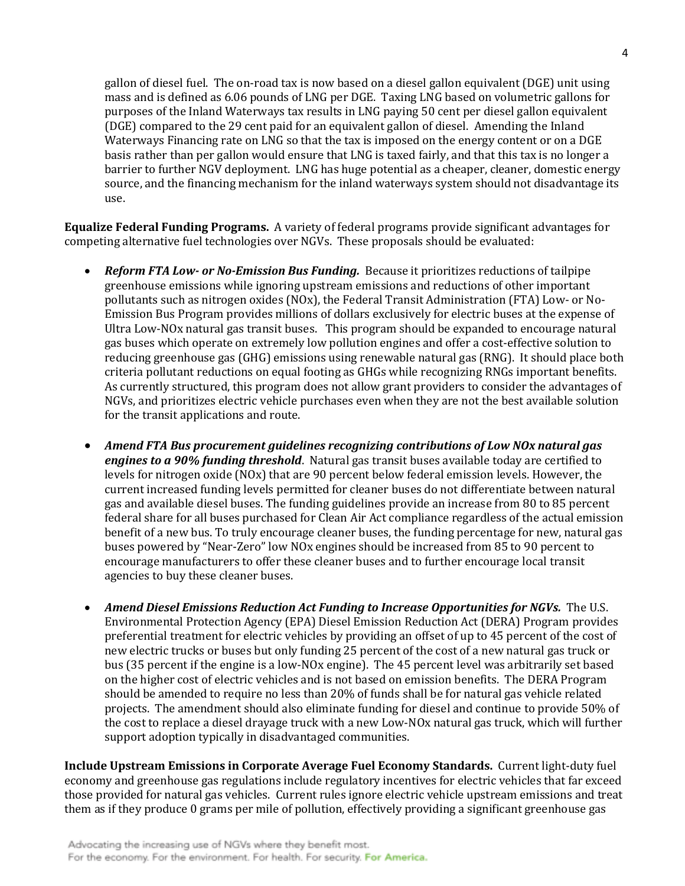gallon of diesel fuel. The on-road tax is now based on a diesel gallon equivalent (DGE) unit using mass and is defined as 6.06 pounds of LNG per DGE. Taxing LNG based on volumetric gallons for purposes of the Inland Waterways tax results in LNG paying 50 cent per diesel gallon equivalent (DGE) compared to the 29 cent paid for an equivalent gallon of diesel. Amending the Inland Waterways Financing rate on LNG so that the tax is imposed on the energy content or on a DGE basis rather than per gallon would ensure that LNG is taxed fairly, and that this tax is no longer a barrier to further NGV deployment. LNG has huge potential as a cheaper, cleaner, domestic energy source, and the financing mechanism for the inland waterways system should not disadvantage its use.

**Equalize Federal Funding Programs.** A variety of federal programs provide significant advantages for competing alternative fuel technologies over NGVs. These proposals should be evaluated:

- ***Reform FTA Low- or No-Emission Bus Funding.*** Because it prioritizes reductions of tailpipe greenhouse emissions while ignoring upstream emissions and reductions of other important pollutants such as nitrogen oxides (NOx), the Federal Transit Administration (FTA) Low- or No-Emission Bus Program provides millions of dollars exclusively for electric buses at the expense of Ultra Low-NOx natural gas transit buses. This program should be expanded to encourage natural gas buses which operate on extremely low pollution engines and offer a cost-effective solution to reducing greenhouse gas (GHG) emissions using renewable natural gas (RNG). It should place both criteria pollutant reductions on equal footing as GHGs while recognizing RNGs important benefits. As currently structured, this program does not allow grant providers to consider the advantages of NGVs, and prioritizes electric vehicle purchases even when they are not the best available solution for the transit applications and route.

- ***Amend FTA Bus procurement guidelines recognizing contributions of Low NOx natural gas engines to a 90% funding threshold***. Natural gas transit buses available today are certified to levels for nitrogen oxide (NOx) that are 90 percent below federal emission levels. However, the current increased funding levels permitted for cleaner buses do not differentiate between natural gas and available diesel buses. The funding guidelines provide an increase from 80 to 85 percent federal share for all buses purchased for Clean Air Act compliance regardless of the actual emission benefit of a new bus. To truly encourage cleaner buses, the funding percentage for new, natural gas buses powered by "Near-Zero" low NOx engines should be increased from 85 to 90 percent to encourage manufacturers to offer these cleaner buses and to further encourage local transit agencies to buy these cleaner buses.

- ***Amend Diesel Emissions Reduction Act Funding to Increase Opportunities for NGVs.*** The U.S. Environmental Protection Agency (EPA) Diesel Emission Reduction Act (DERA) Program provides preferential treatment for electric vehicles by providing an offset of up to 45 percent of the cost of new electric trucks or buses but only funding 25 percent of the cost of a new natural gas truck or bus (35 percent if the engine is a low-NOx engine). The 45 percent level was arbitrarily set based on the higher cost of electric vehicles and is not based on emission benefits. The DERA Program should be amended to require no less than 20% of funds shall be for natural gas vehicle related projects. The amendment should also eliminate funding for diesel and continue to provide 50% of the cost to replace a diesel drayage truck with a new Low-NOx natural gas truck, which will further support adoption typically in disadvantaged communities.

**Include Upstream Emissions in Corporate Average Fuel Economy Standards.** Current light-duty fuel economy and greenhouse gas regulations include regulatory incentives for electric vehicles that far exceed those provided for natural gas vehicles. Current rules ignore electric vehicle upstream emissions and treat them as if they produce 0 grams per mile of pollution, effectively providing a significant greenhouse gas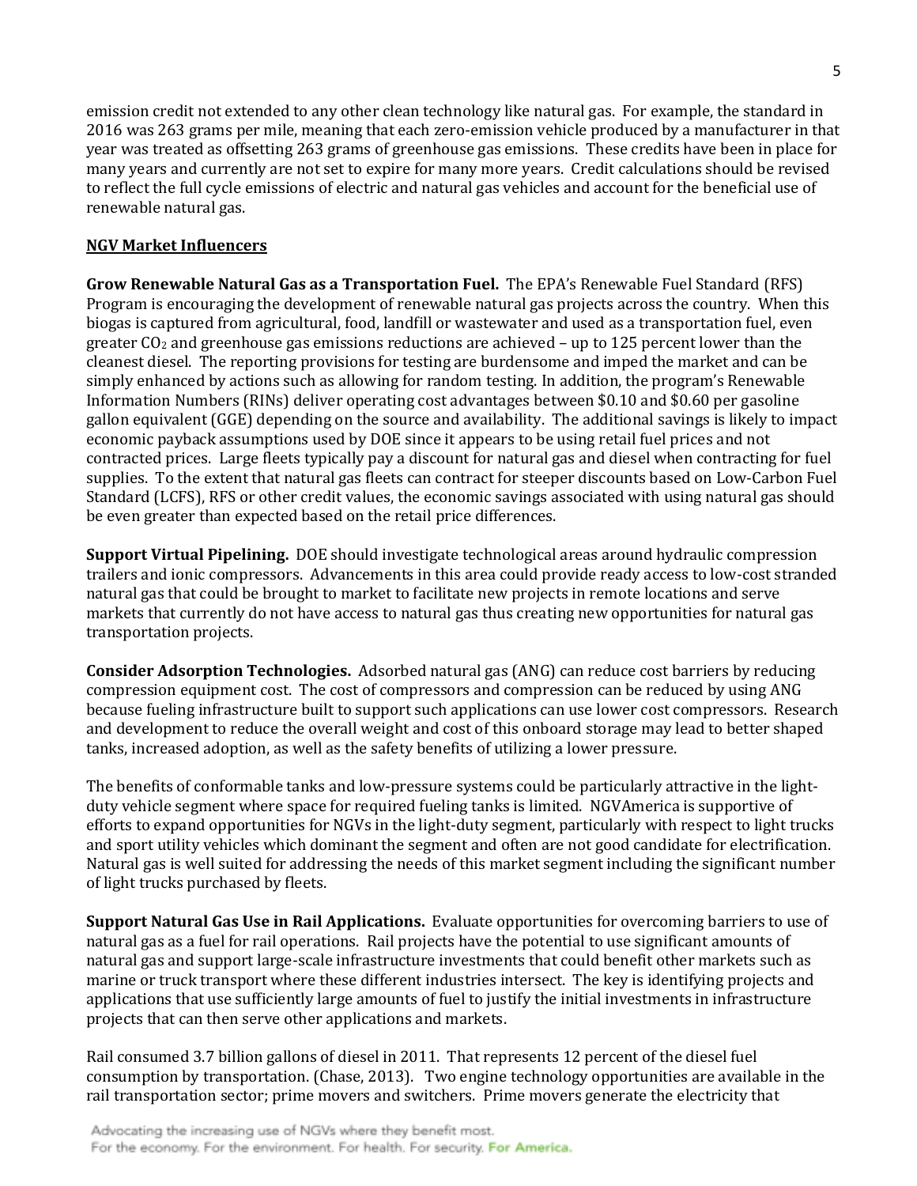emission credit not extended to any other clean technology like natural gas. For example, the standard in 2016 was 263 grams per mile, meaning that each zero-emission vehicle produced by a manufacturer in that year was treated as offsetting 263 grams of greenhouse gas emissions. These credits have been in place for many years and currently are not set to expire for many more years. Credit calculations should be revised to reflect the full cycle emissions of electric and natural gas vehicles and account for the beneficial use of renewable natural gas.

## NGV Market Influencers

**Grow Renewable Natural Gas as a Transportation Fuel.** The EPA's Renewable Fuel Standard (RFS) Program is encouraging the development of renewable natural gas projects across the country. When this biogas is captured from agricultural, food, landfill or wastewater and used as a transportation fuel, even greater $CO_2$ and greenhouse gas emissions reductions are achieved – up to 125 percent lower than the cleanest diesel. The reporting provisions for testing are burdensome and imped the market and can be simply enhanced by actions such as allowing for random testing. In addition, the program's Renewable Information Numbers (RINs) deliver operating cost advantages between $0.10 and $0.60 per gasoline gallon equivalent (GGE) depending on the source and availability. The additional savings is likely to impact economic payback assumptions used by DOE since it appears to be using retail fuel prices and not contracted prices. Large fleets typically pay a discount for natural gas and diesel when contracting for fuel supplies. To the extent that natural gas fleets can contract for steeper discounts based on Low-Carbon Fuel Standard (LCFS), RFS or other credit values, the economic savings associated with using natural gas should be even greater than expected based on the retail price differences.

**Support Virtual Pipelining.** DOE should investigate technological areas around hydraulic compression trailers and ionic compressors. Advancements in this area could provide ready access to low-cost stranded natural gas that could be brought to market to facilitate new projects in remote locations and serve markets that currently do not have access to natural gas thus creating new opportunities for natural gas transportation projects.

**Consider Adsorption Technologies.** Adsorbed natural gas (ANG) can reduce cost barriers by reducing compression equipment cost. The cost of compressors and compression can be reduced by using ANG because fueling infrastructure built to support such applications can use lower cost compressors. Research and development to reduce the overall weight and cost of this onboard storage may lead to better shaped tanks, increased adoption, as well as the safety benefits of utilizing a lower pressure.

The benefits of conformable tanks and low-pressure systems could be particularly attractive in the light-duty vehicle segment where space for required fueling tanks is limited. NGVAmerica is supportive of efforts to expand opportunities for NGVs in the light-duty segment, particularly with respect to light trucks and sport utility vehicles which dominant the segment and often are not good candidate for electrification. Natural gas is well suited for addressing the needs of this market segment including the significant number of light trucks purchased by fleets.

**Support Natural Gas Use in Rail Applications.** Evaluate opportunities for overcoming barriers to use of natural gas as a fuel for rail operations. Rail projects have the potential to use significant amounts of natural gas and support large-scale infrastructure investments that could benefit other markets such as marine or truck transport where these different industries intersect. The key is identifying projects and applications that use sufficiently large amounts of fuel to justify the initial investments in infrastructure projects that can then serve other applications and markets.

Rail consumed 3.7 billion gallons of diesel in 2011. That represents 12 percent of the diesel fuel consumption by transportation. (Chase, 2013). Two engine technology opportunities are available in the rail transportation sector; prime movers and switchers. Prime movers generate the electricity that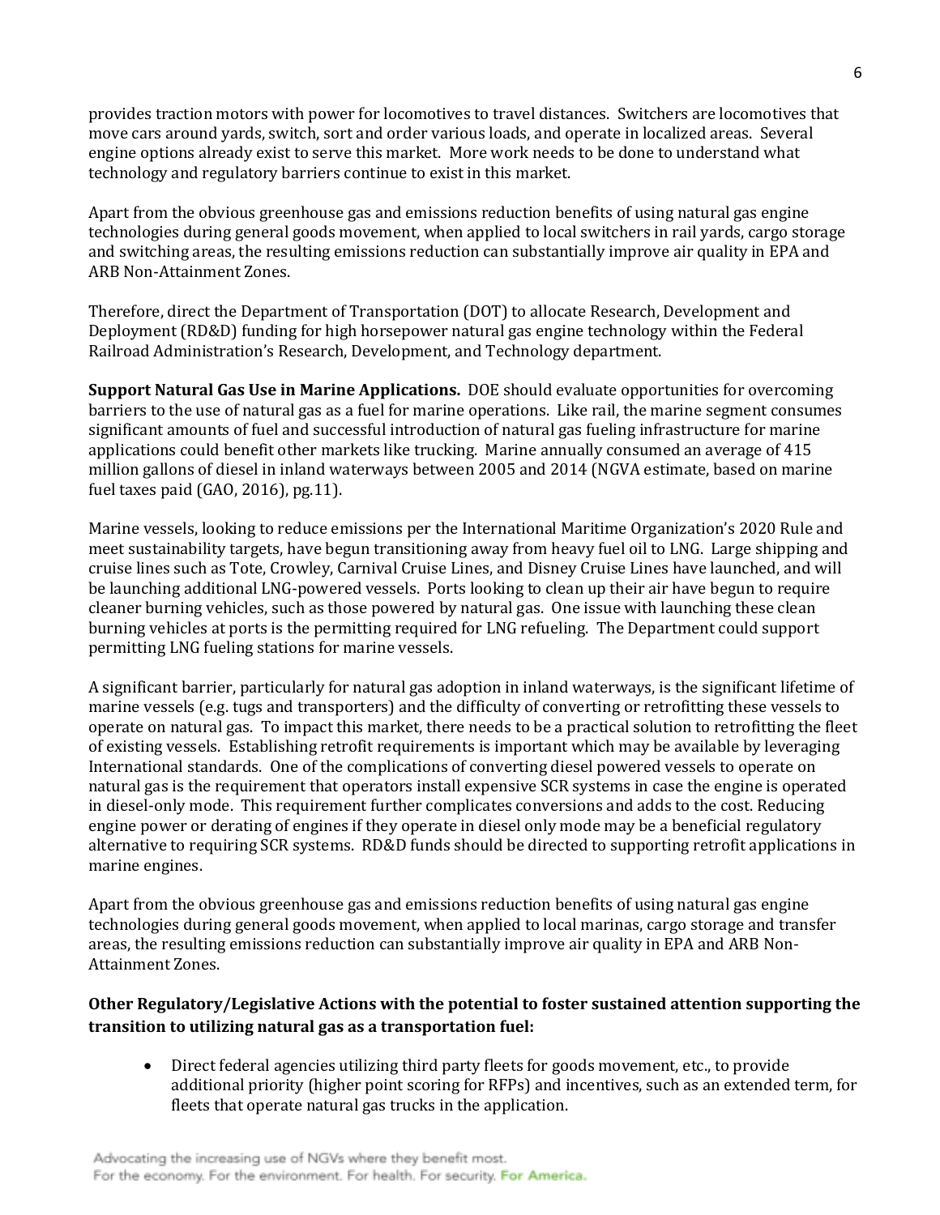provides traction motors with power for locomotives to travel distances. Switchers are locomotives that move cars around yards, switch, sort and order various loads, and operate in localized areas. Several engine options already exist to serve this market. More work needs to be done to understand what technology and regulatory barriers continue to exist in this market.

Apart from the obvious greenhouse gas and emissions reduction benefits of using natural gas engine technologies during general goods movement, when applied to local switchers in rail yards, cargo storage and switching areas, the resulting emissions reduction can substantially improve air quality in EPA and ARB Non-Attainment Zones.

Therefore, direct the Department of Transportation (DOT) to allocate Research, Development and Deployment (RD&D) funding for high horsepower natural gas engine technology within the Federal Railroad Administration's Research, Development, and Technology department.

**Support Natural Gas Use in Marine Applications.** DOE should evaluate opportunities for overcoming barriers to the use of natural gas as a fuel for marine operations. Like rail, the marine segment consumes significant amounts of fuel and successful introduction of natural gas fueling infrastructure for marine applications could benefit other markets like trucking. Marine annually consumed an average of 415 million gallons of diesel in inland waterways between 2005 and 2014 (NGVA estimate, based on marine fuel taxes paid (GAO, 2016), pg.11).

Marine vessels, looking to reduce emissions per the International Maritime Organization's 2020 Rule and meet sustainability targets, have begun transitioning away from heavy fuel oil to LNG. Large shipping and cruise lines such as Tote, Crowley, Carnival Cruise Lines, and Disney Cruise Lines have launched, and will be launching additional LNG-powered vessels. Ports looking to clean up their air have begun to require cleaner burning vehicles, such as those powered by natural gas. One issue with launching these clean burning vehicles at ports is the permitting required for LNG refueling. The Department could support permitting LNG fueling stations for marine vessels.

A significant barrier, particularly for natural gas adoption in inland waterways, is the significant lifetime of marine vessels (e.g. tugs and transporters) and the difficulty of converting or retrofitting these vessels to operate on natural gas. To impact this market, there needs to be a practical solution to retrofitting the fleet of existing vessels. Establishing retrofit requirements is important which may be available by leveraging International standards. One of the complications of converting diesel powered vessels to operate on natural gas is the requirement that operators install expensive SCR systems in case the engine is operated in diesel-only mode. This requirement further complicates conversions and adds to the cost. Reducing engine power or derating of engines if they operate in diesel only mode may be a beneficial regulatory alternative to requiring SCR systems. RD&D funds should be directed to supporting retrofit applications in marine engines.

Apart from the obvious greenhouse gas and emissions reduction benefits of using natural gas engine technologies during general goods movement, when applied to local marinas, cargo storage and transfer areas, the resulting emissions reduction can substantially improve air quality in EPA and ARB Non-Attainment Zones.

**Other Regulatory/Legislative Actions with the potential to foster sustained attention supporting the transition to utilizing natural gas as a transportation fuel:**

- Direct federal agencies utilizing third party fleets for goods movement, etc., to provide additional priority (higher point scoring for RFPs) and incentives, such as an extended term, for fleets that operate natural gas trucks in the application.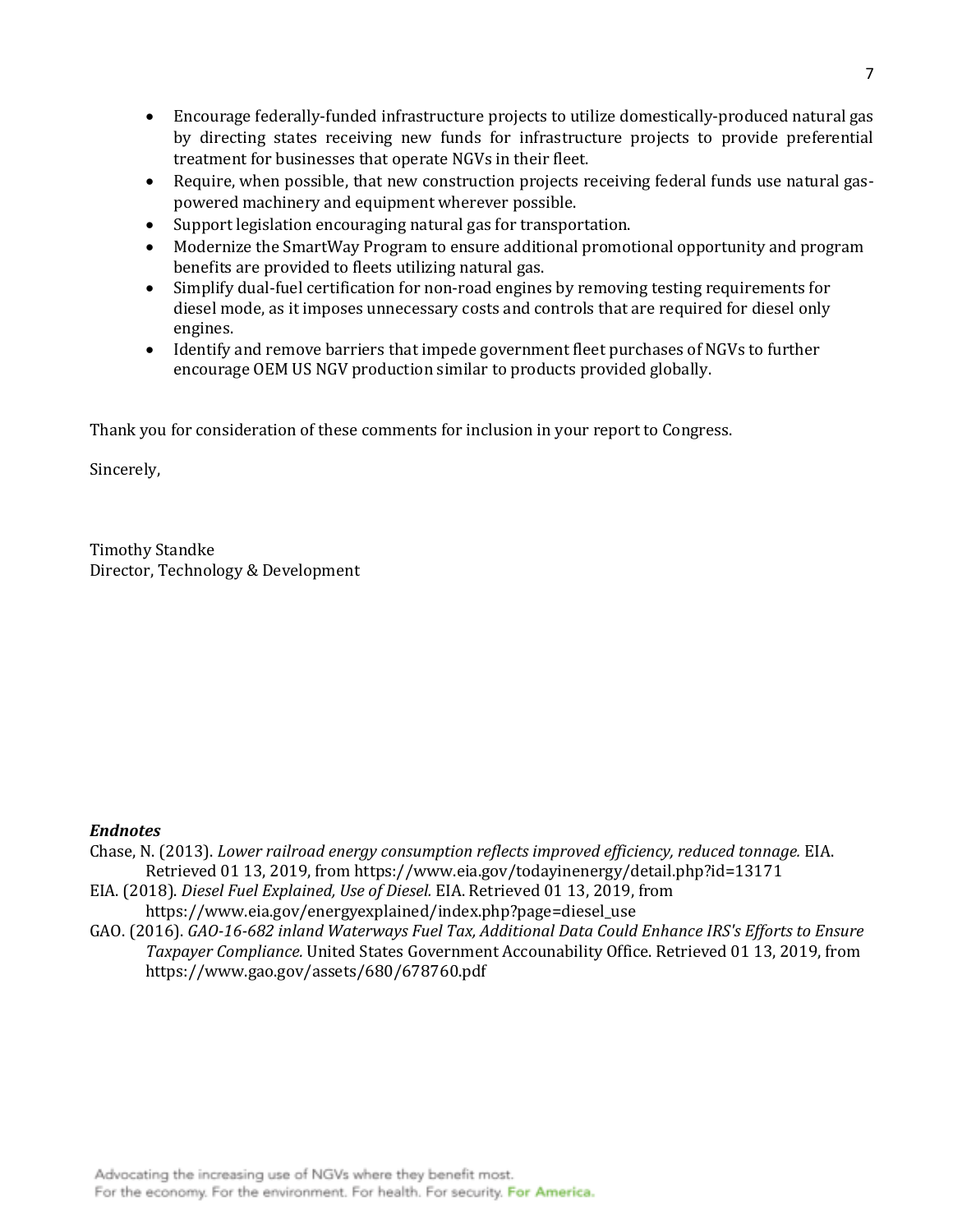- Encourage federally-funded infrastructure projects to utilize domestically-produced natural gas by directing states receiving new funds for infrastructure projects to provide preferential treatment for businesses that operate NGVs in their fleet.
- Require, when possible, that new construction projects receiving federal funds use natural gas-powered machinery and equipment wherever possible.
- Support legislation encouraging natural gas for transportation.
- Modernize the SmartWay Program to ensure additional promotional opportunity and program benefits are provided to fleets utilizing natural gas.
- Simplify dual-fuel certification for non-road engines by removing testing requirements for diesel mode, as it imposes unnecessary costs and controls that are required for diesel only engines.
- Identify and remove barriers that impede government fleet purchases of NGVs to further encourage OEM US NGV production similar to products provided globally.

Thank you for consideration of these comments for inclusion in your report to Congress.

Sincerely,

Timothy Standke
Director, Technology & Development

***Endnotes***

Chase, N. (2013). *Lower railroad energy consumption reflects improved efficiency, reduced tonnage.* EIA. Retrieved 01 13, 2019, from https://www.eia.gov/todayinenergy/detail.php?id=13171

EIA. (2018). *Diesel Fuel Explained, Use of Diesel.* EIA. Retrieved 01 13, 2019, from https://www.eia.gov/energyexplained/index.php?page=diesel_use

GAO. (2016). *GAO-16-682 inland Waterways Fuel Tax, Additional Data Could Enhance IRS's Efforts to Ensure Taxpayer Compliance.* United States Government Accounability Office. Retrieved 01 13, 2019, from https://www.gao.gov/assets/680/678760.pdf